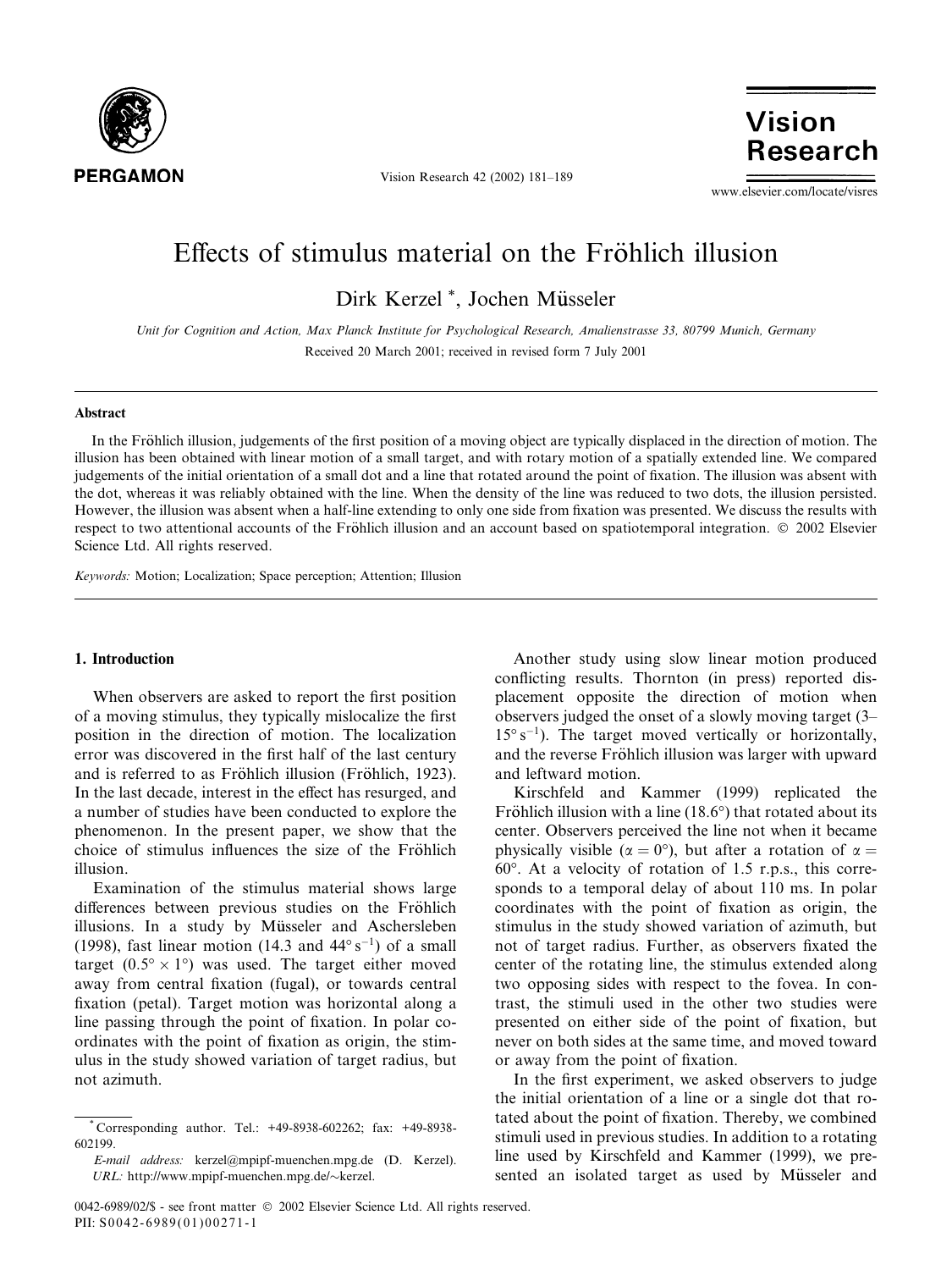# Effects of stimulus material on the Fröhlich illusion

Dirk Kerzel *, Jochen Müsseler

*Unit for Cognition and Action, Max Planck Institute for Psychological Research, Amalienstrasse 33, 80799 Munich, Germany*

Received 20 March 2001; received in revised form 7 July 2001

## Abstract

In the Fröhlich illusion, judgements of the first position of a moving object are typically displaced in the direction of motion. The illusion has been obtained with linear motion of a small target, and with rotary motion of a spatially extended line. We compared judgements of the initial orientation of a small dot and a line that rotated around the point of fixation. The illusion was absent with the dot, whereas it was reliably obtained with the line. When the density of the line was reduced to two dots, the illusion persisted. However, the illusion was absent when a half-line extending to only one side from fixation was presented. We discuss the results with respect to two attentional accounts of the Fröhlich illusion and an account based on spatiotemporal integration. © 2002 Elsevier Science Ltd. All rights reserved.

*Keywords:* Motion; Localization; Space perception; Attention; Illusion

## 1. Introduction

When observers are asked to report the first position of a moving stimulus, they typically mislocalize the first position in the direction of motion. The localization error was discovered in the first half of the last century and is referred to as Fröhlich illusion (Fröhlich, 1923). In the last decade, interest in the effect has resurged, and a number of studies have been conducted to explore the phenomenon. In the present paper, we show that the choice of stimulus influences the size of the Fröhlich illusion.

Examination of the stimulus material shows large differences between previous studies on the Fröhlich illusions. In a study by Müsseler and Aschersleben (1998), fast linear motion (14.3 and $44° s^{-1}$) of a small target ($0.5° \times 1°$) was used. The target either moved away from central fixation (fugal), or towards central fixation (petal). Target motion was horizontal along a line passing through the point of fixation. In polar coordinates with the point of fixation as origin, the stimulus in the study showed variation of target radius, but not azimuth.

Another study using slow linear motion produced conflicting results. Thornton (in press) reported displacement opposite the direction of motion when observers judged the onset of a slowly moving target (3–$15° s^{-1}$). The target moved vertically or horizontally, and the reverse Fröhlich illusion was larger with upward and leftward motion.

Kirschfeld and Kammer (1999) replicated the Fröhlich illusion with a line (18.6°) that rotated about its center. Observers perceived the line not when it became physically visible ($\alpha = 0°$), but after a rotation of $\alpha = 60°$. At a velocity of rotation of 1.5 r.p.s., this corresponds to a temporal delay of about 110 ms. In polar coordinates with the point of fixation as origin, the stimulus in the study showed variation of azimuth, but not of target radius. Further, as observers fixated the center of the rotating line, the stimulus extended along two opposing sides with respect to the fovea. In contrast, the stimuli used in the other two studies were presented on either side of the point of fixation, but never on both sides at the same time, and moved toward or away from the point of fixation.

In the first experiment, we asked observers to judge the initial orientation of a line or a single dot that rotated about the point of fixation. Thereby, we combined stimuli used in previous studies. In addition to a rotating line used by Kirschfeld and Kammer (1999), we presented an isolated target as used by Müsseler and

---

* Corresponding author. Tel.: +49-8938-602262; fax: +49-8938-602199.

*E-mail address:* kerzel@mpipf-muenchen.mpg.de (D. Kerzel).
*URL:* http://www.mpipf-muenchen.mpg.de/~kerzel.

0042-6989/02/$ - see front matter © 2002 Elsevier Science Ltd. All rights reserved.
PII: S0042-6989(01)00271-1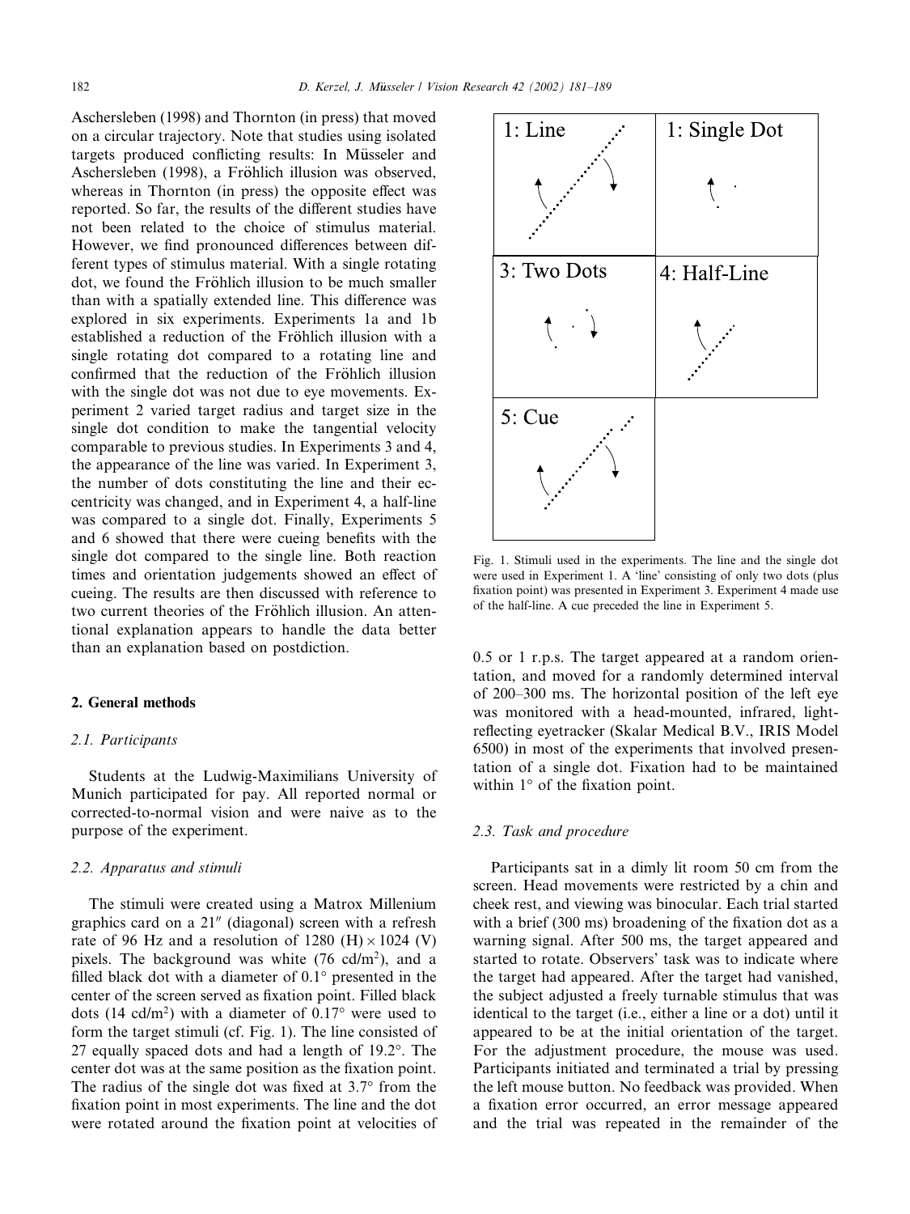Aschersleben (1998) and Thornton (in press) that moved on a circular trajectory. Note that studies using isolated targets produced conflicting results: In Müsseler and Aschersleben (1998), a Fröhlich illusion was observed, whereas in Thornton (in press) the opposite effect was reported. So far, the results of the different studies have not been related to the choice of stimulus material. However, we find pronounced differences between different types of stimulus material. With a single rotating dot, we found the Fröhlich illusion to be much smaller than with a spatially extended line. This difference was explored in six experiments. Experiments 1a and 1b established a reduction of the Fröhlich illusion with a single rotating dot compared to a rotating line and confirmed that the reduction of the Fröhlich illusion with the single dot was not due to eye movements. Experiment 2 varied target radius and target size in the single dot condition to make the tangential velocity comparable to previous studies. In Experiments 3 and 4, the appearance of the line was varied. In Experiment 3, the number of dots constituting the line and their eccentricity was changed, and in Experiment 4, a half-line was compared to a single dot. Finally, Experiments 5 and 6 showed that there were cueing benefits with the single dot compared to the single line. Both reaction times and orientation judgements showed an effect of cueing. The results are then discussed with reference to two current theories of the Fröhlich illusion. An attentional explanation appears to handle the data better than an explanation based on postdiction.

## 2. General methods

### 2.1. Participants

Students at the Ludwig-Maximilians University of Munich participated for pay. All reported normal or corrected-to-normal vision and were naive as to the purpose of the experiment.

### 2.2. Apparatus and stimuli

The stimuli were created using a Matrox Millenium graphics card on a 21″ (diagonal) screen with a refresh rate of 96 Hz and a resolution of 1280 (H) × 1024 (V) pixels. The background was white (76 cd/m$^2$), and a filled black dot with a diameter of 0.1° presented in the center of the screen served as fixation point. Filled black dots (14 cd/m$^2$) with a diameter of 0.17° were used to form the target stimuli (cf. Fig. 1). The line consisted of 27 equally spaced dots and had a length of 19.2°. The center dot was at the same position as the fixation point. The radius of the single dot was fixed at 3.7° from the fixation point in most experiments. The line and the dot were rotated around the fixation point at velocities of 0.5 or 1 r.p.s. The target appeared at a random orientation, and moved for a randomly determined interval of 200–300 ms. The horizontal position of the left eye was monitored with a head-mounted, infrared, light-reflecting eyetracker (Skalar Medical B.V., IRIS Model 6500) in most of the experiments that involved presentation of a single dot. Fixation had to be maintained within 1° of the fixation point.

1: Line | 1: Single Dot | 3: Two Dots | 4: Half-Line | 5: Cue

Fig. 1. Stimuli used in the experiments. The line and the single dot were used in Experiment 1. A 'line' consisting of only two dots (plus fixation point) was presented in Experiment 3. Experiment 4 made use of the half-line. A cue preceded the line in Experiment 5.

### 2.3. Task and procedure

Participants sat in a dimly lit room 50 cm from the screen. Head movements were restricted by a chin and cheek rest, and viewing was binocular. Each trial started with a brief (300 ms) broadening of the fixation dot as a warning signal. After 500 ms, the target appeared and started to rotate. Observers' task was to indicate where the target had appeared. After the target had vanished, the subject adjusted a freely turnable stimulus that was identical to the target (i.e., either a line or a dot) until it appeared to be at the initial orientation of the target. For the adjustment procedure, the mouse was used. Participants initiated and terminated a trial by pressing the left mouse button. No feedback was provided. When a fixation error occurred, an error message appeared and the trial was repeated in the remainder of the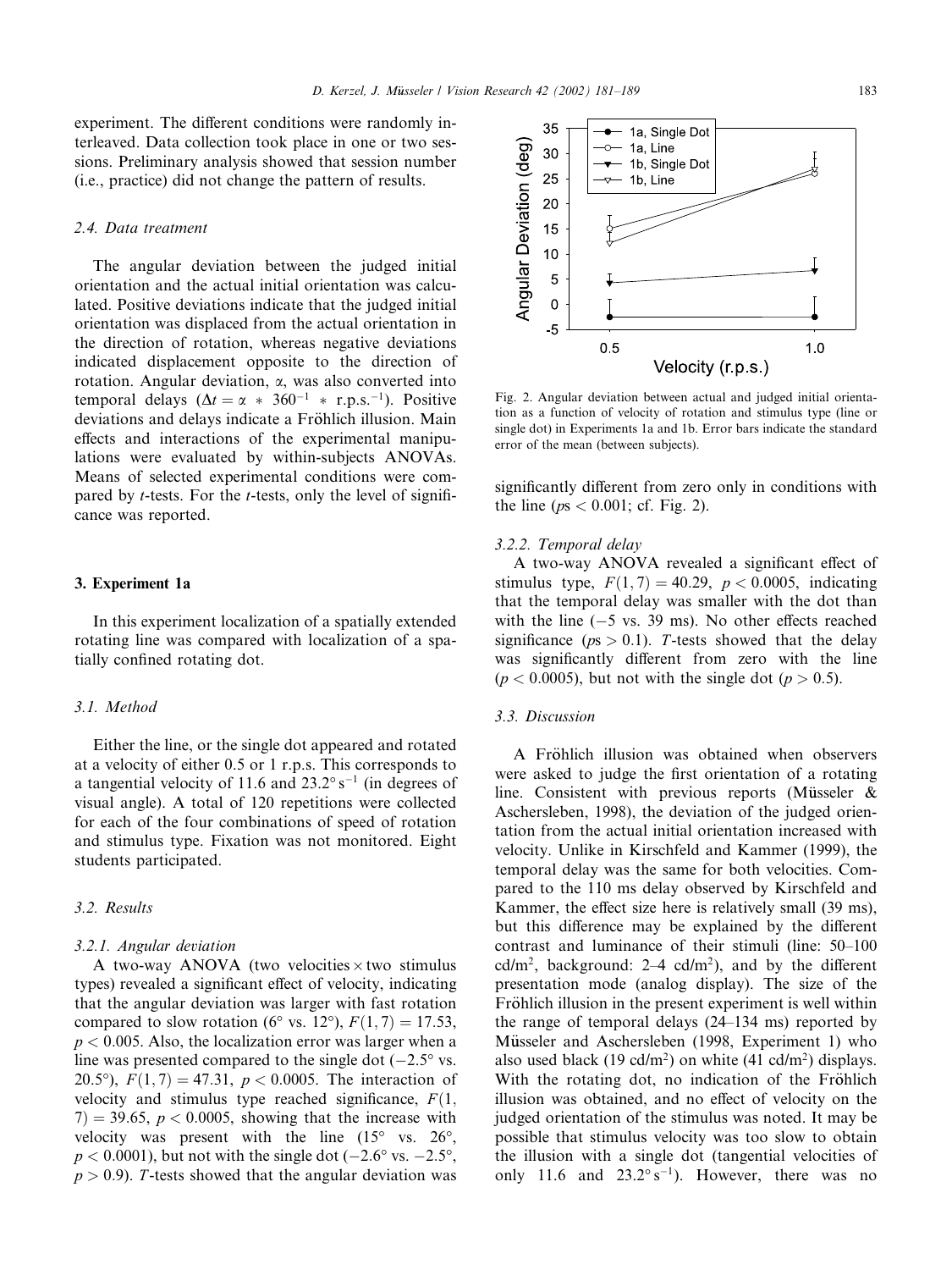experiment. The different conditions were randomly interleaved. Data collection took place in one or two sessions. Preliminary analysis showed that session number (i.e., practice) did not change the pattern of results.

### 2.4. Data treatment

The angular deviation between the judged initial orientation and the actual initial orientation was calculated. Positive deviations indicate that the judged initial orientation was displaced from the actual orientation in the direction of rotation, whereas negative deviations indicated displacement opposite to the direction of rotation. Angular deviation, $\alpha$, was also converted into temporal delays ($\Delta t = \alpha * 360^{-1} * \text{r.p.s.}^{-1}$). Positive deviations and delays indicate a Fröhlich illusion. Main effects and interactions of the experimental manipulations were evaluated by within-subjects ANOVAs. Means of selected experimental conditions were compared by *t*-tests. For the *t*-tests, only the level of significance was reported.

## 3. Experiment 1a

In this experiment localization of a spatially extended rotating line was compared with localization of a spatially confined rotating dot.

### 3.1. Method

Either the line, or the single dot appeared and rotated at a velocity of either 0.5 or 1 r.p.s. This corresponds to a tangential velocity of 11.6 and 23.2° $s^{-1}$ (in degrees of visual angle). A total of 120 repetitions were collected for each of the four combinations of speed of rotation and stimulus type. Fixation was not monitored. Eight students participated.

### 3.2. Results

#### 3.2.1. Angular deviation

A two-way ANOVA (two velocities × two stimulus types) revealed a significant effect of velocity, indicating that the angular deviation was larger with fast rotation compared to slow rotation (6° vs. 12°), $F(1,7) = 17.53$, $p < 0.005$. Also, the localization error was larger when a line was presented compared to the single dot (−2.5° vs. 20.5°), $F(1,7) = 47.31$, $p < 0.0005$. The interaction of velocity and stimulus type reached significance, $F(1,7) = 39.65$, $p < 0.0005$, showing that the increase with velocity was present with the line (15° vs. 26°, $p < 0.0001$), but not with the single dot (−2.6° vs. −2.5°, $p > 0.9$). *T*-tests showed that the angular deviation was significantly different from zero only in conditions with the line ($p$s $< 0.001$; cf. Fig. 2).

Fig. 2. Angular deviation between actual and judged initial orientation as a function of velocity of rotation and stimulus type (line or single dot) in Experiments 1a and 1b. Error bars indicate the standard error of the mean (between subjects).

#### 3.2.2. Temporal delay

A two-way ANOVA revealed a significant effect of stimulus type, $F(1,7) = 40.29$, $p < 0.0005$, indicating that the temporal delay was smaller with the dot than with the line (−5 vs. 39 ms). No other effects reached significance ($p$s $> 0.1$). *T*-tests showed that the delay was significantly different from zero with the line ($p < 0.0005$), but not with the single dot ($p > 0.5$).

### 3.3. Discussion

A Fröhlich illusion was obtained when observers were asked to judge the first orientation of a rotating line. Consistent with previous reports (Müsseler & Aschersleben, 1998), the deviation of the judged orientation from the actual initial orientation increased with velocity. Unlike in Kirschfeld and Kammer (1999), the temporal delay was the same for both velocities. Compared to the 110 ms delay observed by Kirschfeld and Kammer, the effect size here is relatively small (39 ms), but this difference may be explained by the different contrast and luminance of their stimuli (line: 50–100 cd/m$^2$, background: 2–4 cd/m$^2$), and by the different presentation mode (analog display). The size of the Fröhlich illusion in the present experiment is well within the range of temporal delays (24–134 ms) reported by Müsseler and Aschersleben (1998, Experiment 1) who also used black (19 cd/m$^2$) on white (41 cd/m$^2$) displays. With the rotating dot, no indication of the Fröhlich illusion was obtained, and no effect of velocity on the judged orientation of the stimulus was noted. It may be possible that stimulus velocity was too slow to obtain the illusion with a single dot (tangential velocities of only 11.6 and 23.2° $s^{-1}$). However, there was no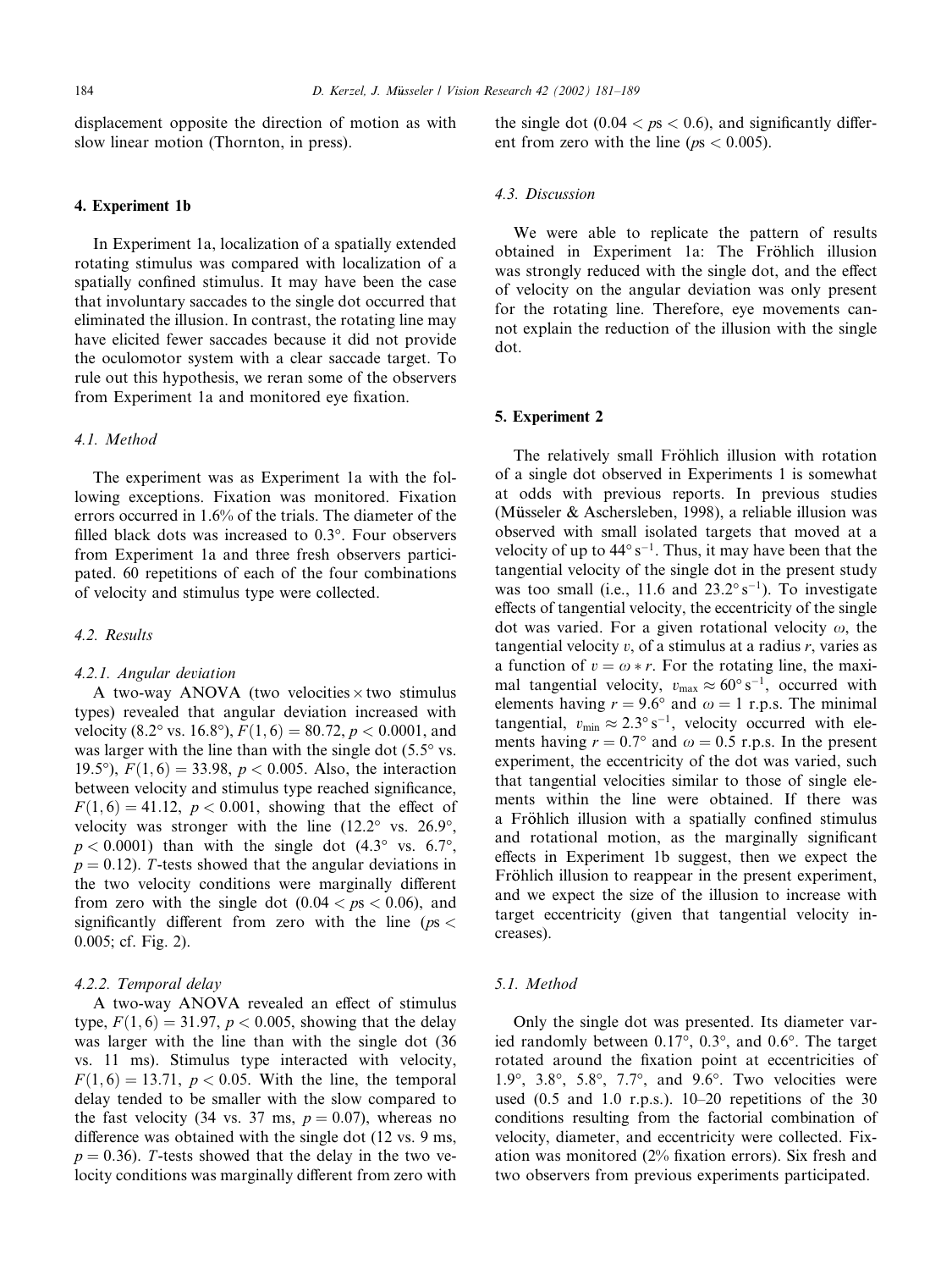displacement opposite the direction of motion as with slow linear motion (Thornton, in press).

## 4. Experiment 1b

In Experiment 1a, localization of a spatially extended rotating stimulus was compared with localization of a spatially confined stimulus. It may have been the case that involuntary saccades to the single dot occurred that eliminated the illusion. In contrast, the rotating line may have elicited fewer saccades because it did not provide the oculomotor system with a clear saccade target. To rule out this hypothesis, we reran some of the observers from Experiment 1a and monitored eye fixation.

### 4.1. Method

The experiment was as Experiment 1a with the following exceptions. Fixation was monitored. Fixation errors occurred in 1.6% of the trials. The diameter of the filled black dots was increased to 0.3°. Four observers from Experiment 1a and three fresh observers participated. 60 repetitions of each of the four combinations of velocity and stimulus type were collected.

### 4.2. Results

#### 4.2.1. Angular deviation

A two-way ANOVA (two velocities × two stimulus types) revealed that angular deviation increased with velocity (8.2° vs. 16.8°), $F(1, 6) = 80.72$, $p < 0.0001$, and was larger with the line than with the single dot (5.5° vs. 19.5°), $F(1, 6) = 33.98$, $p < 0.005$. Also, the interaction between velocity and stimulus type reached significance, $F(1, 6) = 41.12$, $p < 0.001$, showing that the effect of velocity was stronger with the line (12.2° vs. 26.9°, $p < 0.0001$) than with the single dot (4.3° vs. 6.7°, $p = 0.12$). $T$-tests showed that the angular deviations in the two velocity conditions were marginally different from zero with the single dot ($0.04 < ps < 0.06$), and significantly different from zero with the line ($ps < 0.005$; cf. Fig. 2).

#### 4.2.2. Temporal delay

A two-way ANOVA revealed an effect of stimulus type, $F(1, 6) = 31.97$, $p < 0.005$, showing that the delay was larger with the line than with the single dot (36 vs. 11 ms). Stimulus type interacted with velocity, $F(1, 6) = 13.71$, $p < 0.05$. With the line, the temporal delay tended to be smaller with the slow compared to the fast velocity (34 vs. 37 ms, $p = 0.07$), whereas no difference was obtained with the single dot (12 vs. 9 ms, $p = 0.36$). $T$-tests showed that the delay in the two velocity conditions was marginally different from zero with the single dot ($0.04 < ps < 0.6$), and significantly different from zero with the line ($ps < 0.005$).

### 4.3. Discussion

We were able to replicate the pattern of results obtained in Experiment 1a: The Fröhlich illusion was strongly reduced with the single dot, and the effect of velocity on the angular deviation was only present for the rotating line. Therefore, eye movements cannot explain the reduction of the illusion with the single dot.

## 5. Experiment 2

The relatively small Fröhlich illusion with rotation of a single dot observed in Experiments 1 is somewhat at odds with previous reports. In previous studies (Müsseler & Aschersleben, 1998), a reliable illusion was observed with small isolated targets that moved at a velocity of up to $44° \, s^{-1}$. Thus, it may have been that the tangential velocity of the single dot in the present study was too small (i.e., 11.6 and $23.2° \, s^{-1}$). To investigate effects of tangential velocity, the eccentricity of the single dot was varied. For a given rotational velocity $\omega$, the tangential velocity $v$, of a stimulus at a radius $r$, varies as a function of $v = \omega * r$. For the rotating line, the maximal tangential velocity, $v_{max} \approx 60° \, s^{-1}$, occurred with elements having $r = 9.6°$ and $\omega = 1$ r.p.s. The minimal tangential, $v_{min} \approx 2.3° \, s^{-1}$, velocity occurred with elements having $r = 0.7°$ and $\omega = 0.5$ r.p.s. In the present experiment, the eccentricity of the dot was varied, such that tangential velocities similar to those of single elements within the line were obtained. If there was a Fröhlich illusion with a spatially confined stimulus and rotational motion, as the marginally significant effects in Experiment 1b suggest, then we expect the Fröhlich illusion to reappear in the present experiment, and we expect the size of the illusion to increase with target eccentricity (given that tangential velocity increases).

### 5.1. Method

Only the single dot was presented. Its diameter varied randomly between 0.17°, 0.3°, and 0.6°. The target rotated around the fixation point at eccentricities of 1.9°, 3.8°, 5.8°, 7.7°, and 9.6°. Two velocities were used (0.5 and 1.0 r.p.s.). 10–20 repetitions of the 30 conditions resulting from the factorial combination of velocity, diameter, and eccentricity were collected. Fixation was monitored (2% fixation errors). Six fresh and two observers from previous experiments participated.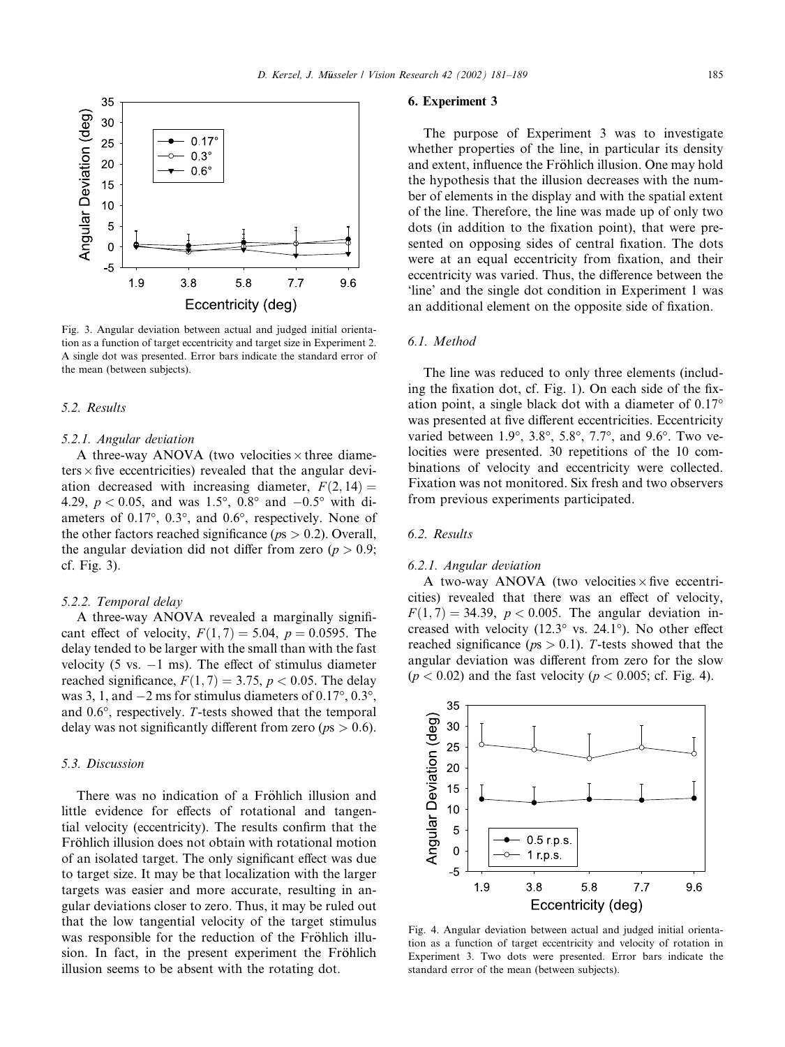Fig. 3. Angular deviation between actual and judged initial orientation as a function of target eccentricity and target size in Experiment 2. A single dot was presented. Error bars indicate the standard error of the mean (between subjects).

### 5.2. Results

#### 5.2.1. Angular deviation

A three-way ANOVA (two velocities × three diameters × five eccentricities) revealed that the angular deviation decreased with increasing diameter, $F(2,14) = 4.29$, $p < 0.05$, and was 1.5°, 0.8° and −0.5° with diameters of 0.17°, 0.3°, and 0.6°, respectively. None of the other factors reached significance ($p$s $> 0.2$). Overall, the angular deviation did not differ from zero ($p > 0.9$; cf. Fig. 3).

#### 5.2.2. Temporal delay

A three-way ANOVA revealed a marginally significant effect of velocity, $F(1,7) = 5.04$, $p = 0.0595$. The delay tended to be larger with the small than with the fast velocity (5 vs. −1 ms). The effect of stimulus diameter reached significance, $F(1,7) = 3.75$, $p < 0.05$. The delay was 3, 1, and −2 ms for stimulus diameters of 0.17°, 0.3°, and 0.6°, respectively. $T$-tests showed that the temporal delay was not significantly different from zero ($p$s $> 0.6$).

### 5.3. Discussion

There was no indication of a Fröhlich illusion and little evidence for effects of rotational and tangential velocity (eccentricity). The results confirm that the Fröhlich illusion does not obtain with rotational motion of an isolated target. The only significant effect was due to target size. It may be that localization with the larger targets was easier and more accurate, resulting in angular deviations closer to zero. Thus, it may be ruled out that the low tangential velocity of the target stimulus was responsible for the reduction of the Fröhlich illusion. In fact, in the present experiment the Fröhlich illusion seems to be absent with the rotating dot.

## 6. Experiment 3

The purpose of Experiment 3 was to investigate whether properties of the line, in particular its density and extent, influence the Fröhlich illusion. One may hold the hypothesis that the illusion decreases with the number of elements in the display and with the spatial extent of the line. Therefore, the line was made up of only two dots (in addition to the fixation point), that were presented on opposing sides of central fixation. The dots were at an equal eccentricity from fixation, and their eccentricity was varied. Thus, the difference between the 'line' and the single dot condition in Experiment 1 was an additional element on the opposite side of fixation.

### 6.1. Method

The line was reduced to only three elements (including the fixation dot, cf. Fig. 1). On each side of the fixation point, a single black dot with a diameter of 0.17° was presented at five different eccentricities. Eccentricity varied between 1.9°, 3.8°, 5.8°, 7.7°, and 9.6°. Two velocities were presented. 30 repetitions of the 10 combinations of velocity and eccentricity were collected. Fixation was not monitored. Six fresh and two observers from previous experiments participated.

### 6.2. Results

#### 6.2.1. Angular deviation

A two-way ANOVA (two velocities × five eccentricities) revealed that there was an effect of velocity, $F(1,7) = 34.39$, $p < 0.005$. The angular deviation increased with velocity (12.3° vs. 24.1°). No other effect reached significance ($p$s $> 0.1$). $T$-tests showed that the angular deviation was different from zero for the slow ($p < 0.02$) and the fast velocity ($p < 0.005$; cf. Fig. 4).

Fig. 4. Angular deviation between actual and judged initial orientation as a function of target eccentricity and velocity of rotation in Experiment 3. Two dots were presented. Error bars indicate the standard error of the mean (between subjects).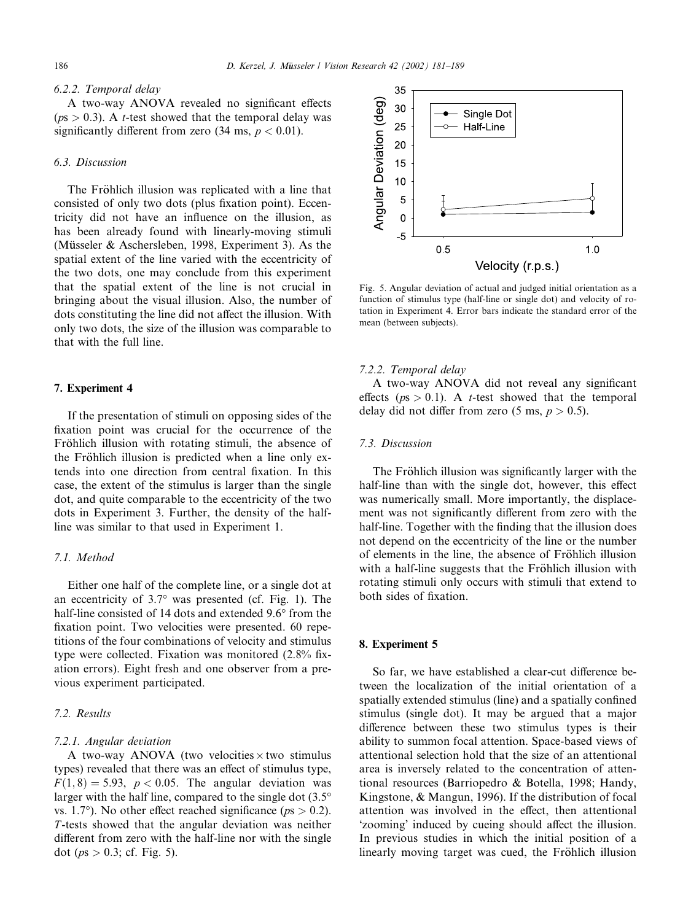#### 6.2.2. Temporal delay

A two-way ANOVA revealed no significant effects ($ps > 0.3$). A $t$-test showed that the temporal delay was significantly different from zero (34 ms, $p < 0.01$).

### 6.3. Discussion

The Fröhlich illusion was replicated with a line that consisted of only two dots (plus fixation point). Eccentricity did not have an influence on the illusion, as has been already found with linearly-moving stimuli (Müsseler & Aschersleben, 1998, Experiment 3). As the spatial extent of the line varied with the eccentricity of the two dots, one may conclude from this experiment that the spatial extent of the line is not crucial in bringing about the visual illusion. Also, the number of dots constituting the line did not affect the illusion. With only two dots, the size of the illusion was comparable to that with the full line.

## 7. Experiment 4

If the presentation of stimuli on opposing sides of the fixation point was crucial for the occurrence of the Fröhlich illusion with rotating stimuli, the absence of the Fröhlich illusion is predicted when a line only extends into one direction from central fixation. In this case, the extent of the stimulus is larger than the single dot, and quite comparable to the eccentricity of the two dots in Experiment 3. Further, the density of the half-line was similar to that used in Experiment 1.

### 7.1. Method

Either one half of the complete line, or a single dot at an eccentricity of 3.7° was presented (cf. Fig. 1). The half-line consisted of 14 dots and extended 9.6° from the fixation point. Two velocities were presented. 60 repetitions of the four combinations of velocity and stimulus type were collected. Fixation was monitored (2.8% fixation errors). Eight fresh and one observer from a previous experiment participated.

### 7.2. Results

#### 7.2.1. Angular deviation

A two-way ANOVA (two velocities × two stimulus types) revealed that there was an effect of stimulus type, $F(1,8) = 5.93$, $p < 0.05$. The angular deviation was larger with the half line, compared to the single dot (3.5° vs. 1.7°). No other effect reached significance ($ps > 0.2$). $T$-tests showed that the angular deviation was neither different from zero with the half-line nor with the single dot ($ps > 0.3$; cf. Fig. 5).

Fig. 5. Angular deviation of actual and judged initial orientation as a function of stimulus type (half-line or single dot) and velocity of rotation in Experiment 4. Error bars indicate the standard error of the mean (between subjects).

#### 7.2.2. Temporal delay

A two-way ANOVA did not reveal any significant effects ($ps > 0.1$). A $t$-test showed that the temporal delay did not differ from zero (5 ms, $p > 0.5$).

### 7.3. Discussion

The Fröhlich illusion was significantly larger with the half-line than with the single dot, however, this effect was numerically small. More importantly, the displacement was not significantly different from zero with the half-line. Together with the finding that the illusion does not depend on the eccentricity of the line or the number of elements in the line, the absence of Fröhlich illusion with a half-line suggests that the Fröhlich illusion with rotating stimuli only occurs with stimuli that extend to both sides of fixation.

## 8. Experiment 5

So far, we have established a clear-cut difference between the localization of the initial orientation of a spatially extended stimulus (line) and a spatially confined stimulus (single dot). It may be argued that a major difference between these two stimulus types is their ability to summon focal attention. Space-based views of attentional selection hold that the size of an attentional area is inversely related to the concentration of attentional resources (Barriopedro & Botella, 1998; Handy, Kingstone, & Mangun, 1996). If the distribution of focal attention was involved in the effect, then attentional 'zooming' induced by cueing should affect the illusion. In previous studies in which the initial position of a linearly moving target was cued, the Fröhlich illusion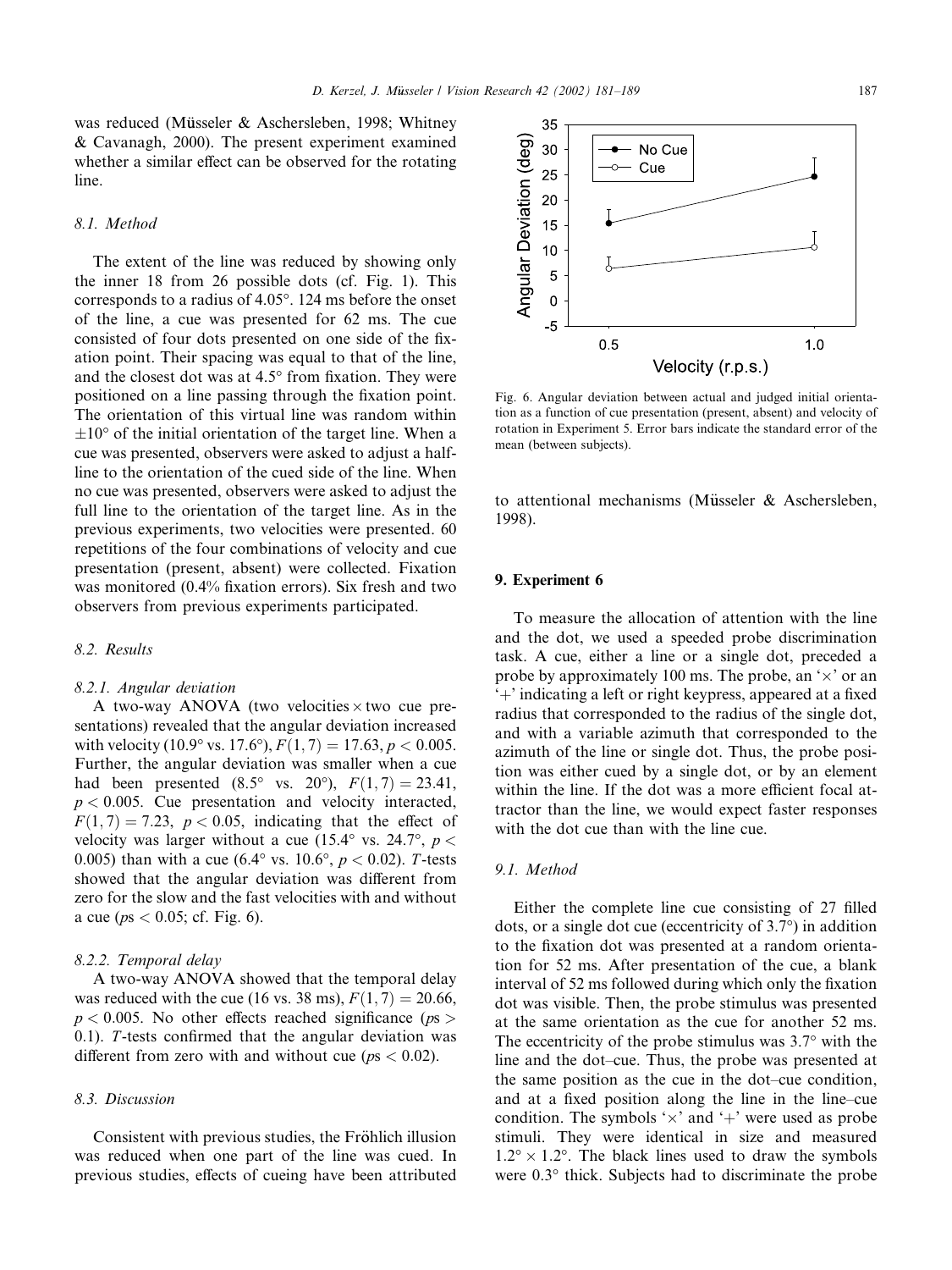was reduced (Müsseler & Aschersleben, 1998; Whitney & Cavanagh, 2000). The present experiment examined whether a similar effect can be observed for the rotating line.

### 8.1. Method

The extent of the line was reduced by showing only the inner 18 from 26 possible dots (cf. Fig. 1). This corresponds to a radius of 4.05°. 124 ms before the onset of the line, a cue was presented for 62 ms. The cue consisted of four dots presented on one side of the fixation point. Their spacing was equal to that of the line, and the closest dot was at 4.5° from fixation. They were positioned on a line passing through the fixation point. The orientation of this virtual line was random within ±10° of the initial orientation of the target line. When a cue was presented, observers were asked to adjust a half-line to the orientation of the cued side of the line. When no cue was presented, observers were asked to adjust the full line to the orientation of the target line. As in the previous experiments, two velocities were presented. 60 repetitions of the four combinations of velocity and cue presentation (present, absent) were collected. Fixation was monitored (0.4% fixation errors). Six fresh and two observers from previous experiments participated.

### 8.2. Results

#### 8.2.1. Angular deviation

A two-way ANOVA (two velocities × two cue presentations) revealed that the angular deviation increased with velocity (10.9° vs. 17.6°), $F(1,7) = 17.63$, $p < 0.005$. Further, the angular deviation was smaller when a cue had been presented (8.5° vs. 20°), $F(1,7) = 23.41$, $p < 0.005$. Cue presentation and velocity interacted, $F(1,7) = 7.23$, $p < 0.05$, indicating that the effect of velocity was larger without a cue (15.4° vs. 24.7°, $p < 0.005$) than with a cue (6.4° vs. 10.6°, $p < 0.02$). *T*-tests showed that the angular deviation was different from zero for the slow and the fast velocities with and without a cue ($p$s $< 0.05$; cf. Fig. 6).

#### 8.2.2. Temporal delay

A two-way ANOVA showed that the temporal delay was reduced with the cue (16 vs. 38 ms), $F(1,7) = 20.66$, $p < 0.005$. No other effects reached significance ($p$s $> 0.1$). *T*-tests confirmed that the angular deviation was different from zero with and without cue ($p$s $< 0.02$).

### 8.3. Discussion

Consistent with previous studies, the Fröhlich illusion was reduced when one part of the line was cued. In previous studies, effects of cueing have been attributed to attentional mechanisms (Müsseler & Aschersleben, 1998).

Fig. 6. Angular deviation between actual and judged initial orientation as a function of cue presentation (present, absent) and velocity of rotation in Experiment 5. Error bars indicate the standard error of the mean (between subjects).

## 9. Experiment 6

To measure the allocation of attention with the line and the dot, we used a speeded probe discrimination task. A cue, either a line or a single dot, preceded a probe by approximately 100 ms. The probe, an '×' or an '+' indicating a left or right keypress, appeared at a fixed radius that corresponded to the radius of the single dot, and with a variable azimuth that corresponded to the azimuth of the line or single dot. Thus, the probe position was either cued by a single dot, or by an element within the line. If the dot was a more efficient focal attractor than the line, we would expect faster responses with the dot cue than with the line cue.

### 9.1. Method

Either the complete line cue consisting of 27 filled dots, or a single dot cue (eccentricity of 3.7°) in addition to the fixation dot was presented at a random orientation for 52 ms. After presentation of the cue, a blank interval of 52 ms followed during which only the fixation dot was visible. Then, the probe stimulus was presented at the same orientation as the cue for another 52 ms. The eccentricity of the probe stimulus was 3.7° with the line and the dot–cue. Thus, the probe was presented at the same position as the cue in the dot–cue condition, and at a fixed position along the line in the line–cue condition. The symbols '×' and '+' were used as probe stimuli. They were identical in size and measured 1.2° × 1.2°. The black lines used to draw the symbols were 0.3° thick. Subjects had to discriminate the probe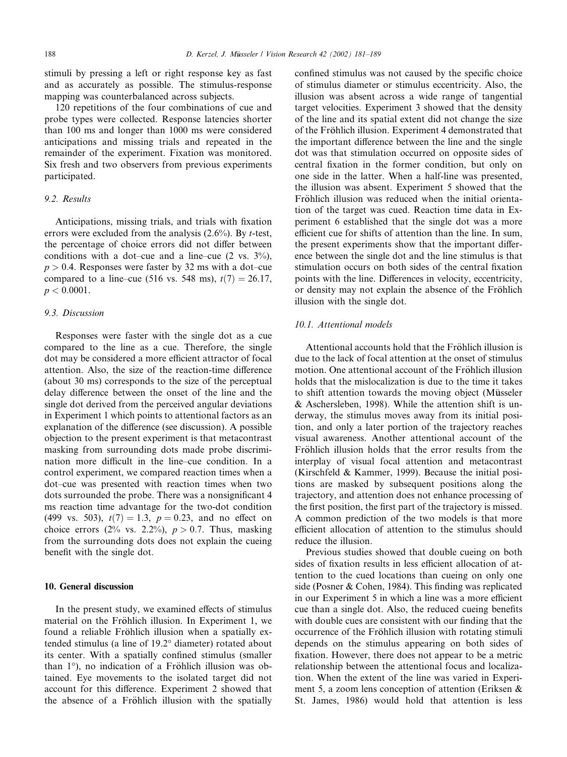stimuli by pressing a left or right response key as fast and as accurately as possible. The stimulus-response mapping was counterbalanced across subjects.

120 repetitions of the four combinations of cue and probe types were collected. Response latencies shorter than 100 ms and longer than 1000 ms were considered anticipations and missing trials and repeated in the remainder of the experiment. Fixation was monitored. Six fresh and two observers from previous experiments participated.

### 9.2. Results

Anticipations, missing trials, and trials with fixation errors were excluded from the analysis (2.6%). By *t*-test, the percentage of choice errors did not differ between conditions with a dot–cue and a line–cue (2 vs. 3%), $p > 0.4$. Responses were faster by 32 ms with a dot–cue compared to a line–cue (516 vs. 548 ms), $t(7) = 26.17$, $p < 0.0001$.

### 9.3. Discussion

Responses were faster with the single dot as a cue compared to the line as a cue. Therefore, the single dot may be considered a more efficient attractor of focal attention. Also, the size of the reaction-time difference (about 30 ms) corresponds to the size of the perceptual delay difference between the onset of the line and the single dot derived from the perceived angular deviations in Experiment 1 which points to attentional factors as an explanation of the difference (see discussion). A possible objection to the present experiment is that metacontrast masking from surrounding dots made probe discrimination more difficult in the line–cue condition. In a control experiment, we compared reaction times when a dot–cue was presented with reaction times when two dots surrounded the probe. There was a nonsignificant 4 ms reaction time advantage for the two-dot condition (499 vs. 503), $t(7) = 1.3$, $p = 0.23$, and no effect on choice errors (2% vs. 2.2%), $p > 0.7$. Thus, masking from the surrounding dots does not explain the cueing benefit with the single dot.

## 10. General discussion

In the present study, we examined effects of stimulus material on the Fröhlich illusion. In Experiment 1, we found a reliable Fröhlich illusion when a spatially extended stimulus (a line of 19.2° diameter) rotated about its center. With a spatially confined stimulus (smaller than 1°), no indication of a Fröhlich illusion was obtained. Eye movements to the isolated target did not account for this difference. Experiment 2 showed that the absence of a Fröhlich illusion with the spatially confined stimulus was not caused by the specific choice of stimulus diameter or stimulus eccentricity. Also, the illusion was absent across a wide range of tangential target velocities. Experiment 3 showed that the density of the line and its spatial extent did not change the size of the Fröhlich illusion. Experiment 4 demonstrated that the important difference between the line and the single dot was that stimulation occurred on opposite sides of central fixation in the former condition, but only on one side in the latter. When a half-line was presented, the illusion was absent. Experiment 5 showed that the Fröhlich illusion was reduced when the initial orientation of the target was cued. Reaction time data in Experiment 6 established that the single dot was a more efficient cue for shifts of attention than the line. In sum, the present experiments show that the important difference between the single dot and the line stimulus is that stimulation occurs on both sides of the central fixation points with the line. Differences in velocity, eccentricity, or density may not explain the absence of the Fröhlich illusion with the single dot.

### 10.1. Attentional models

Attentional accounts hold that the Fröhlich illusion is due to the lack of focal attention at the onset of stimulus motion. One attentional account of the Fröhlich illusion holds that the mislocalization is due to the time it takes to shift attention towards the moving object (Müsseler & Aschersleben, 1998). While the attention shift is underway, the stimulus moves away from its initial position, and only a later portion of the trajectory reaches visual awareness. Another attentional account of the Fröhlich illusion holds that the error results from the interplay of visual focal attention and metacontrast (Kirschfeld & Kammer, 1999). Because the initial positions are masked by subsequent positions along the trajectory, and attention does not enhance processing of the first position, the first part of the trajectory is missed. A common prediction of the two models is that more efficient allocation of attention to the stimulus should reduce the illusion.

Previous studies showed that double cueing on both sides of fixation results in less efficient allocation of attention to the cued locations than cueing on only one side (Posner & Cohen, 1984). This finding was replicated in our Experiment 5 in which a line was a more efficient cue than a single dot. Also, the reduced cueing benefits with double cues are consistent with our finding that the occurrence of the Fröhlich illusion with rotating stimuli depends on the stimulus appearing on both sides of fixation. However, there does not appear to be a metric relationship between the attentional focus and localization. When the extent of the line was varied in Experiment 5, a zoom lens conception of attention (Eriksen & St. James, 1986) would hold that attention is less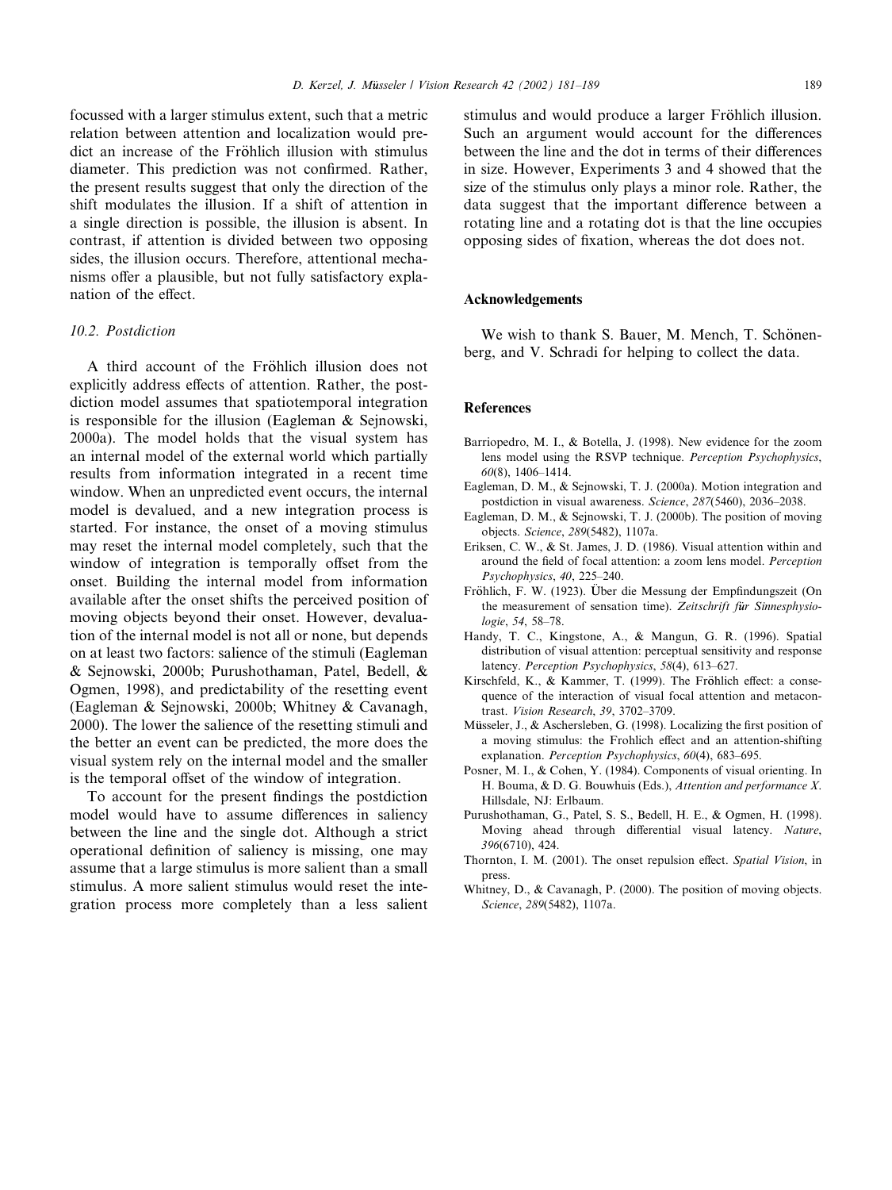focussed with a larger stimulus extent, such that a metric relation between attention and localization would predict an increase of the Fröhlich illusion with stimulus diameter. This prediction was not confirmed. Rather, the present results suggest that only the direction of the shift modulates the illusion. If a shift of attention in a single direction is possible, the illusion is absent. In contrast, if attention is divided between two opposing sides, the illusion occurs. Therefore, attentional mechanisms offer a plausible, but not fully satisfactory explanation of the effect.

### 10.2. Postdiction

A third account of the Fröhlich illusion does not explicitly address effects of attention. Rather, the postdiction model assumes that spatiotemporal integration is responsible for the illusion (Eagleman & Sejnowski, 2000a). The model holds that the visual system has an internal model of the external world which partially results from information integrated in a recent time window. When an unpredicted event occurs, the internal model is devalued, and a new integration process is started. For instance, the onset of a moving stimulus may reset the internal model completely, such that the window of integration is temporally offset from the onset. Building the internal model from information available after the onset shifts the perceived position of moving objects beyond their onset. However, devaluation of the internal model is not all or none, but depends on at least two factors: salience of the stimuli (Eagleman & Sejnowski, 2000b; Purushothaman, Patel, Bedell, & Ogmen, 1998), and predictability of the resetting event (Eagleman & Sejnowski, 2000b; Whitney & Cavanagh, 2000). The lower the salience of the resetting stimuli and the better an event can be predicted, the more does the visual system rely on the internal model and the smaller is the temporal offset of the window of integration.

To account for the present findings the postdiction model would have to assume differences in saliency between the line and the single dot. Although a strict operational definition of saliency is missing, one may assume that a large stimulus is more salient than a small stimulus. A more salient stimulus would reset the integration process more completely than a less salient stimulus and would produce a larger Fröhlich illusion. Such an argument would account for the differences between the line and the dot in terms of their differences in size. However, Experiments 3 and 4 showed that the size of the stimulus only plays a minor role. Rather, the data suggest that the important difference between a rotating line and a rotating dot is that the line occupies opposing sides of fixation, whereas the dot does not.

## Acknowledgements

We wish to thank S. Bauer, M. Mench, T. Schönenberg, and V. Schradi for helping to collect the data.

## References

Barriopedro, M. I., & Botella, J. (1998). New evidence for the zoom lens model using the RSVP technique. *Perception Psychophysics*, *60*(8), 1406–1414.

Eagleman, D. M., & Sejnowski, T. J. (2000a). Motion integration and postdiction in visual awareness. *Science*, *287*(5460), 2036–2038.

Eagleman, D. M., & Sejnowski, T. J. (2000b). The position of moving objects. *Science*, *289*(5482), 1107a.

Eriksen, C. W., & St. James, J. D. (1986). Visual attention within and around the field of focal attention: a zoom lens model. *Perception Psychophysics*, *40*, 225–240.

Fröhlich, F. W. (1923). Über die Messung der Empfindungszeit (On the measurement of sensation time). *Zeitschrift für Sinnesphysiologie*, *54*, 58–78.

Handy, T. C., Kingstone, A., & Mangun, G. R. (1996). Spatial distribution of visual attention: perceptual sensitivity and response latency. *Perception Psychophysics*, *58*(4), 613–627.

Kirschfeld, K., & Kammer, T. (1999). The Fröhlich effect: a consequence of the interaction of visual focal attention and metacontrast. *Vision Research*, *39*, 3702–3709.

Müsseler, J., & Aschersleben, G. (1998). Localizing the first position of a moving stimulus: the Frohlich effect and an attention-shifting explanation. *Perception Psychophysics*, *60*(4), 683–695.

Posner, M. I., & Cohen, Y. (1984). Components of visual orienting. In H. Bouma, & D. G. Bouwhuis (Eds.), *Attention and performance X*. Hillsdale, NJ: Erlbaum.

Purushothaman, G., Patel, S. S., Bedell, H. E., & Ogmen, H. (1998). Moving ahead through differential visual latency. *Nature*, *396*(6710), 424.

Thornton, I. M. (2001). The onset repulsion effect. *Spatial Vision*, in press.

Whitney, D., & Cavanagh, P. (2000). The position of moving objects. *Science*, *289*(5482), 1107a.